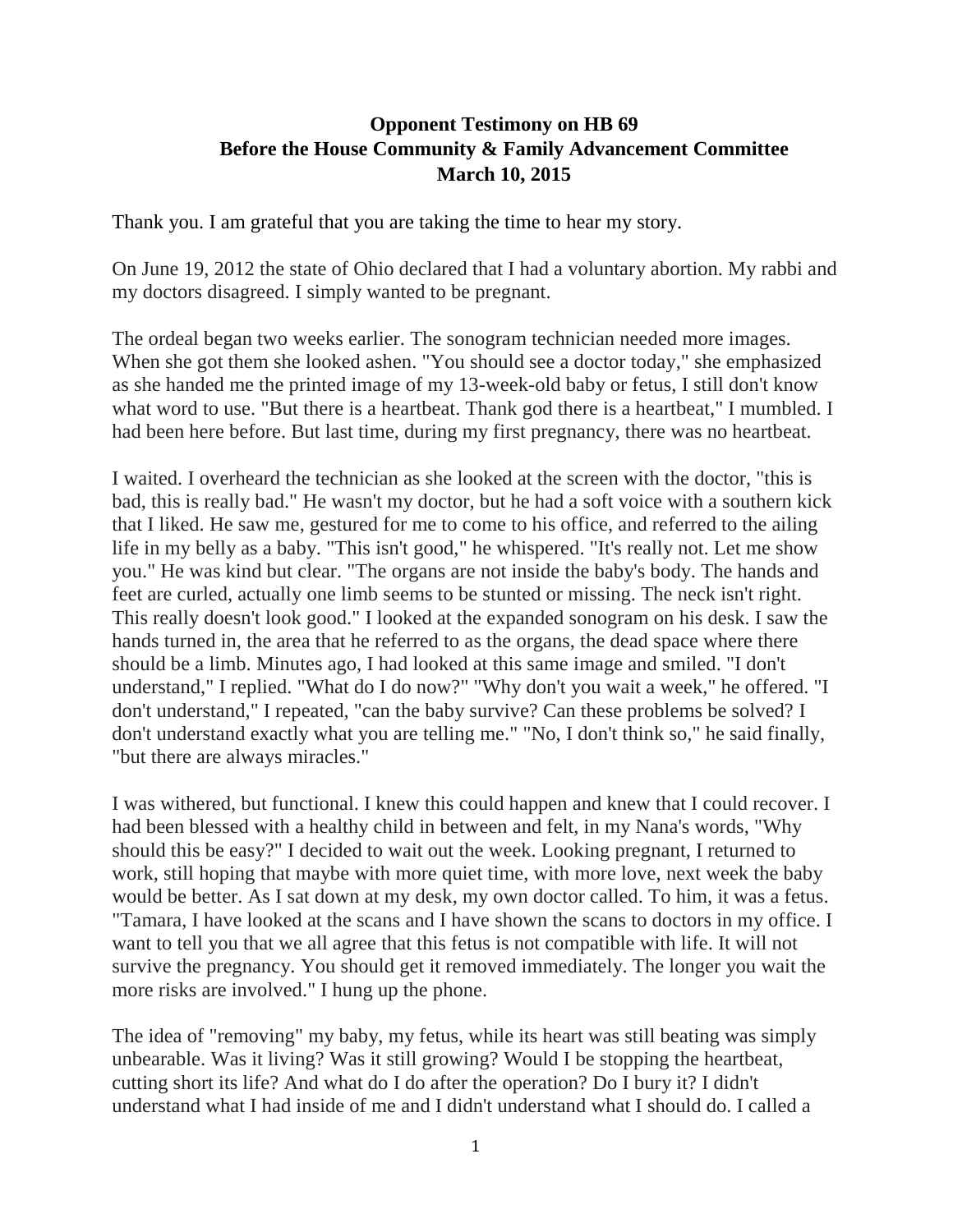**Opponent Testimony on HB 69**
**Before the House Community & Family Advancement Committee**
**March 10, 2015**

Thank you. I am grateful that you are taking the time to hear my story.

On June 19, 2012 the state of Ohio declared that I had a voluntary abortion. My rabbi and my doctors disagreed. I simply wanted to be pregnant.

The ordeal began two weeks earlier. The sonogram technician needed more images. When she got them she looked ashen. "You should see a doctor today," she emphasized as she handed me the printed image of my 13-week-old baby or fetus, I still don't know what word to use. "But there is a heartbeat. Thank god there is a heartbeat," I mumbled. I had been here before. But last time, during my first pregnancy, there was no heartbeat.

I waited. I overheard the technician as she looked at the screen with the doctor, "this is bad, this is really bad." He wasn't my doctor, but he had a soft voice with a southern kick that I liked. He saw me, gestured for me to come to his office, and referred to the ailing life in my belly as a baby. "This isn't good," he whispered. "It's really not. Let me show you." He was kind but clear. "The organs are not inside the baby's body. The hands and feet are curled, actually one limb seems to be stunted or missing. The neck isn't right. This really doesn't look good." I looked at the expanded sonogram on his desk. I saw the hands turned in, the area that he referred to as the organs, the dead space where there should be a limb. Minutes ago, I had looked at this same image and smiled. "I don't understand," I replied. "What do I do now?" "Why don't you wait a week," he offered. "I don't understand," I repeated, "can the baby survive? Can these problems be solved? I don't understand exactly what you are telling me." "No, I don't think so," he said finally, "but there are always miracles."

I was withered, but functional. I knew this could happen and knew that I could recover. I had been blessed with a healthy child in between and felt, in my Nana's words, "Why should this be easy?" I decided to wait out the week. Looking pregnant, I returned to work, still hoping that maybe with more quiet time, with more love, next week the baby would be better. As I sat down at my desk, my own doctor called. To him, it was a fetus. "Tamara, I have looked at the scans and I have shown the scans to doctors in my office. I want to tell you that we all agree that this fetus is not compatible with life. It will not survive the pregnancy. You should get it removed immediately. The longer you wait the more risks are involved." I hung up the phone.

The idea of "removing" my baby, my fetus, while its heart was still beating was simply unbearable. Was it living? Was it still growing? Would I be stopping the heartbeat, cutting short its life? And what do I do after the operation? Do I bury it? I didn't understand what I had inside of me and I didn't understand what I should do. I called a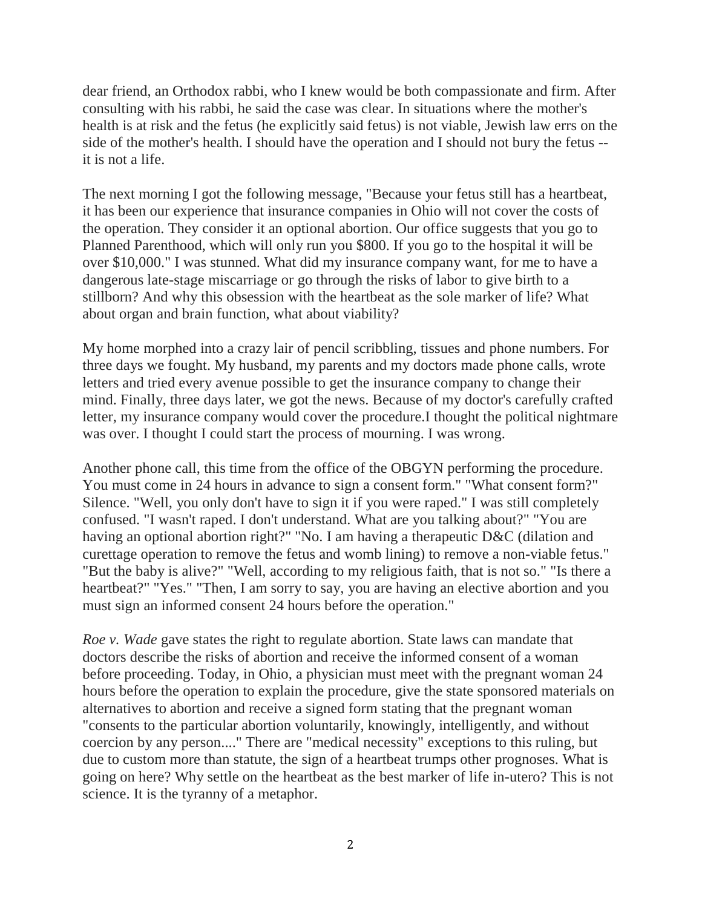dear friend, an Orthodox rabbi, who I knew would be both compassionate and firm. After consulting with his rabbi, he said the case was clear. In situations where the mother's health is at risk and the fetus (he explicitly said fetus) is not viable, Jewish law errs on the side of the mother's health. I should have the operation and I should not bury the fetus -- it is not a life.

The next morning I got the following message, "Because your fetus still has a heartbeat, it has been our experience that insurance companies in Ohio will not cover the costs of the operation. They consider it an optional abortion. Our office suggests that you go to Planned Parenthood, which will only run you $800. If you go to the hospital it will be over $10,000." I was stunned. What did my insurance company want, for me to have a dangerous late-stage miscarriage or go through the risks of labor to give birth to a stillborn? And why this obsession with the heartbeat as the sole marker of life? What about organ and brain function, what about viability?

My home morphed into a crazy lair of pencil scribbling, tissues and phone numbers. For three days we fought. My husband, my parents and my doctors made phone calls, wrote letters and tried every avenue possible to get the insurance company to change their mind. Finally, three days later, we got the news. Because of my doctor's carefully crafted letter, my insurance company would cover the procedure.I thought the political nightmare was over. I thought I could start the process of mourning. I was wrong.

Another phone call, this time from the office of the OBGYN performing the procedure. You must come in 24 hours in advance to sign a consent form." "What consent form?" Silence. "Well, you only don't have to sign it if you were raped." I was still completely confused. "I wasn't raped. I don't understand. What are you talking about?" "You are having an optional abortion right?" "No. I am having a therapeutic D&C (dilation and curettage operation to remove the fetus and womb lining) to remove a non-viable fetus." "But the baby is alive?" "Well, according to my religious faith, that is not so." "Is there a heartbeat?" "Yes." "Then, I am sorry to say, you are having an elective abortion and you must sign an informed consent 24 hours before the operation."

*Roe v. Wade* gave states the right to regulate abortion. State laws can mandate that doctors describe the risks of abortion and receive the informed consent of a woman before proceeding. Today, in Ohio, a physician must meet with the pregnant woman 24 hours before the operation to explain the procedure, give the state sponsored materials on alternatives to abortion and receive a signed form stating that the pregnant woman "consents to the particular abortion voluntarily, knowingly, intelligently, and without coercion by any person...." There are "medical necessity" exceptions to this ruling, but due to custom more than statute, the sign of a heartbeat trumps other prognoses. What is going on here? Why settle on the heartbeat as the best marker of life in-utero? This is not science. It is the tyranny of a metaphor.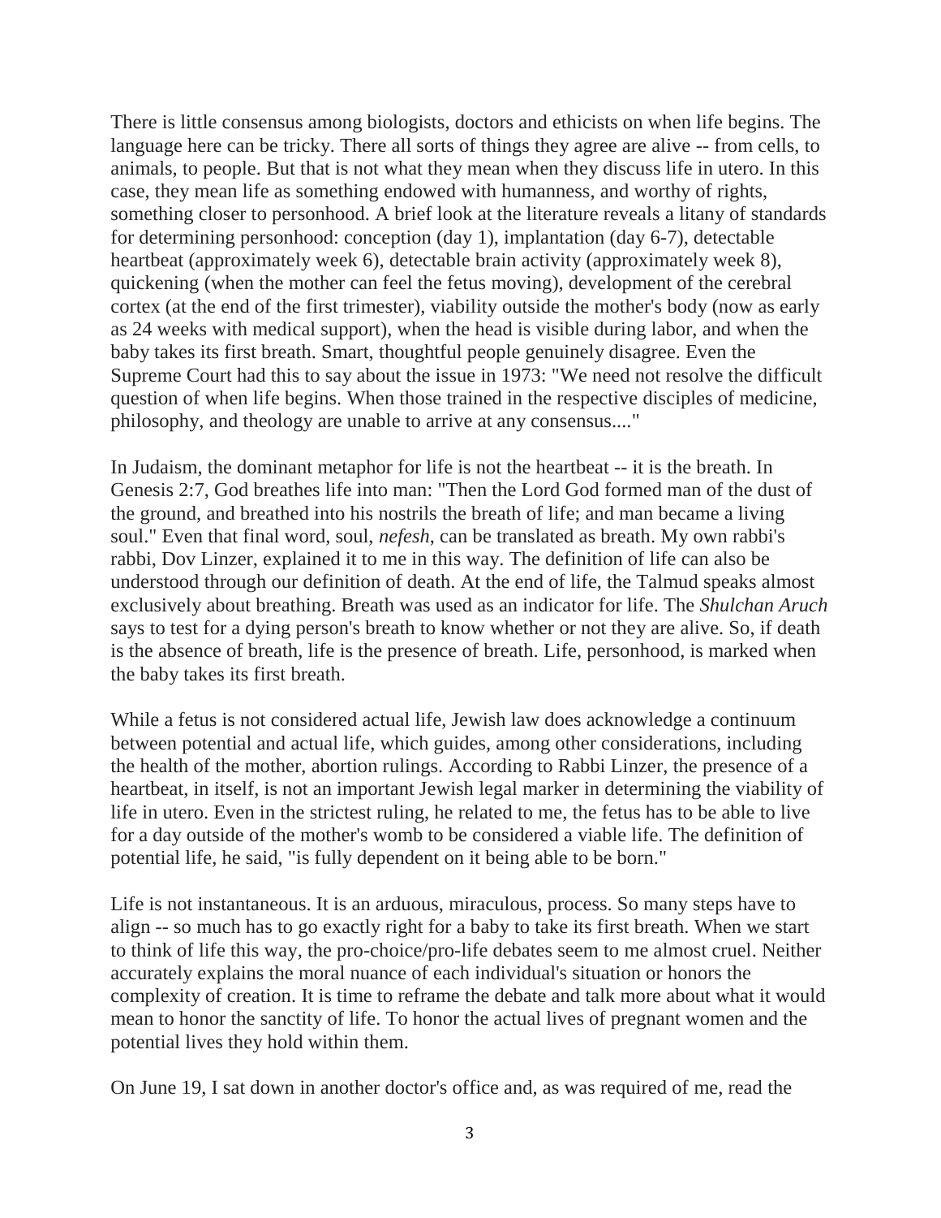There is little consensus among biologists, doctors and ethicists on when life begins. The language here can be tricky. There all sorts of things they agree are alive -- from cells, to animals, to people. But that is not what they mean when they discuss life in utero. In this case, they mean life as something endowed with humanness, and worthy of rights, something closer to personhood. A brief look at the literature reveals a litany of standards for determining personhood: conception (day 1), implantation (day 6-7), detectable heartbeat (approximately week 6), detectable brain activity (approximately week 8), quickening (when the mother can feel the fetus moving), development of the cerebral cortex (at the end of the first trimester), viability outside the mother's body (now as early as 24 weeks with medical support), when the head is visible during labor, and when the baby takes its first breath. Smart, thoughtful people genuinely disagree. Even the Supreme Court had this to say about the issue in 1973: "We need not resolve the difficult question of when life begins. When those trained in the respective disciples of medicine, philosophy, and theology are unable to arrive at any consensus...."

In Judaism, the dominant metaphor for life is not the heartbeat -- it is the breath. In Genesis 2:7, God breathes life into man: "Then the Lord God formed man of the dust of the ground, and breathed into his nostrils the breath of life; and man became a living soul." Even that final word, soul, *nefesh*, can be translated as breath. My own rabbi's rabbi, Dov Linzer, explained it to me in this way. The definition of life can also be understood through our definition of death. At the end of life, the Talmud speaks almost exclusively about breathing. Breath was used as an indicator for life. The *Shulchan Aruch* says to test for a dying person's breath to know whether or not they are alive. So, if death is the absence of breath, life is the presence of breath. Life, personhood, is marked when the baby takes its first breath.

While a fetus is not considered actual life, Jewish law does acknowledge a continuum between potential and actual life, which guides, among other considerations, including the health of the mother, abortion rulings. According to Rabbi Linzer, the presence of a heartbeat, in itself, is not an important Jewish legal marker in determining the viability of life in utero. Even in the strictest ruling, he related to me, the fetus has to be able to live for a day outside of the mother's womb to be considered a viable life. The definition of potential life, he said, "is fully dependent on it being able to be born."

Life is not instantaneous. It is an arduous, miraculous, process. So many steps have to align -- so much has to go exactly right for a baby to take its first breath. When we start to think of life this way, the pro-choice/pro-life debates seem to me almost cruel. Neither accurately explains the moral nuance of each individual's situation or honors the complexity of creation. It is time to reframe the debate and talk more about what it would mean to honor the sanctity of life. To honor the actual lives of pregnant women and the potential lives they hold within them.

On June 19, I sat down in another doctor's office and, as was required of me, read the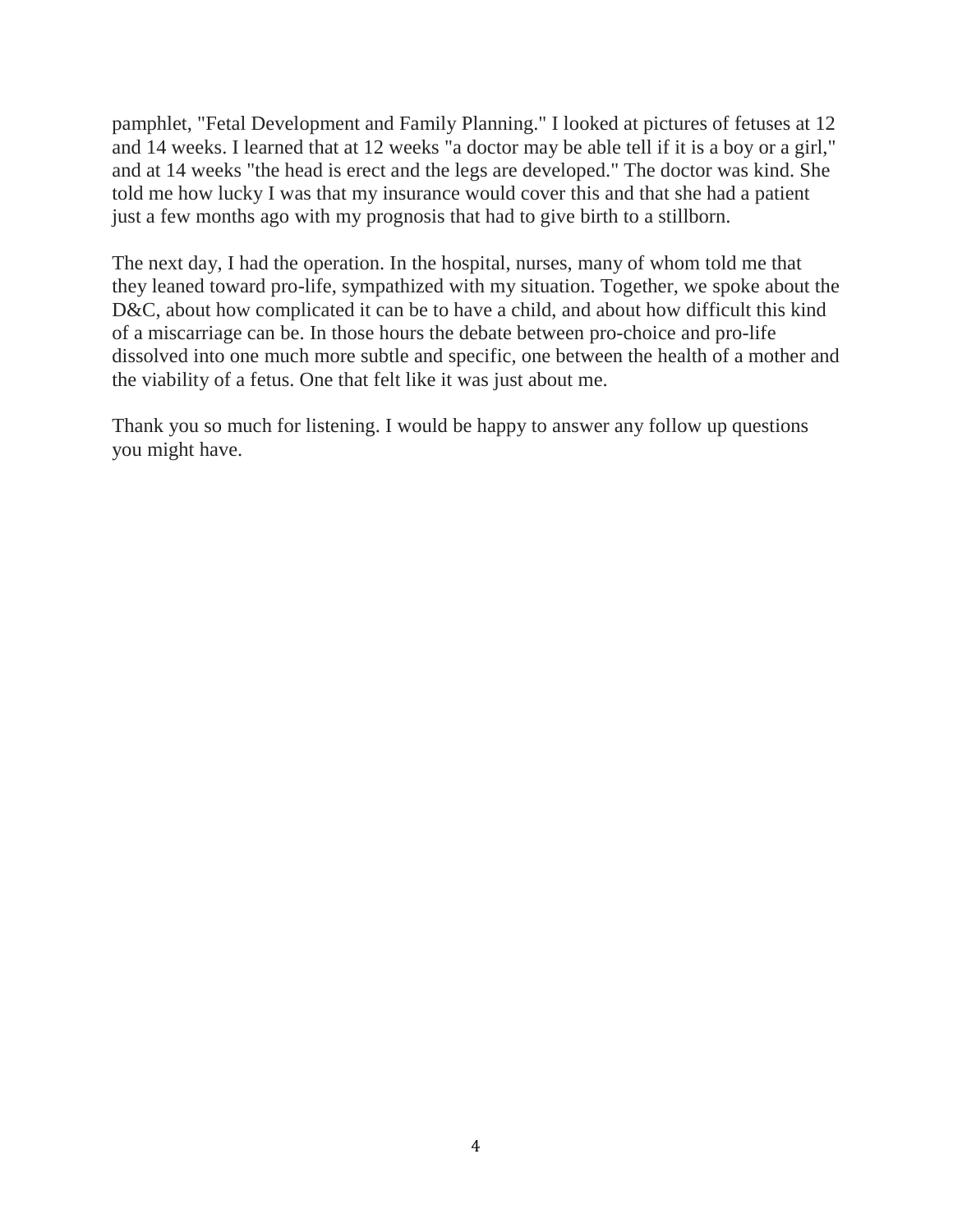pamphlet, "Fetal Development and Family Planning." I looked at pictures of fetuses at 12 and 14 weeks. I learned that at 12 weeks "a doctor may be able tell if it is a boy or a girl," and at 14 weeks "the head is erect and the legs are developed." The doctor was kind. She told me how lucky I was that my insurance would cover this and that she had a patient just a few months ago with my prognosis that had to give birth to a stillborn.

The next day, I had the operation. In the hospital, nurses, many of whom told me that they leaned toward pro-life, sympathized with my situation. Together, we spoke about the D&C, about how complicated it can be to have a child, and about how difficult this kind of a miscarriage can be. In those hours the debate between pro-choice and pro-life dissolved into one much more subtle and specific, one between the health of a mother and the viability of a fetus. One that felt like it was just about me.

Thank you so much for listening. I would be happy to answer any follow up questions you might have.